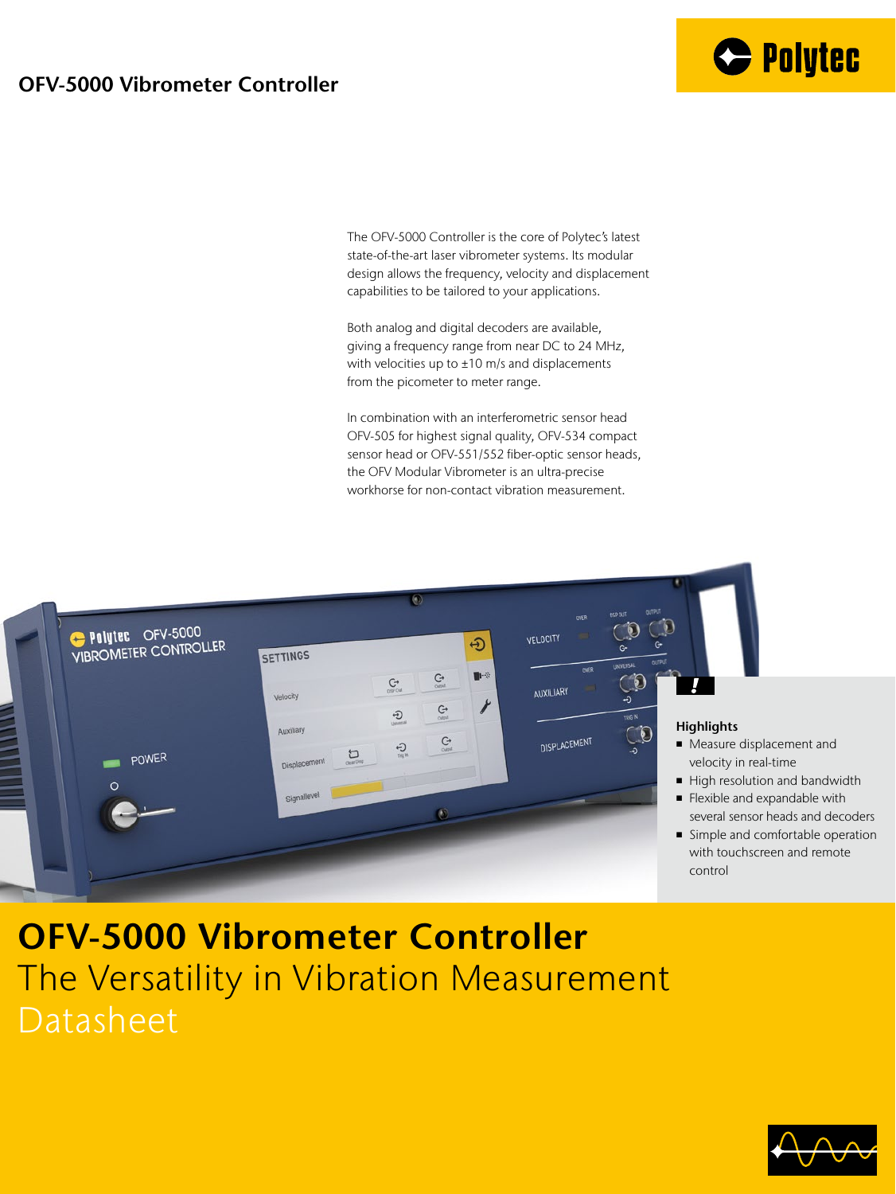# OFV-5000 Vibrometer Controller

The OFV-5000 Controller is the core of Polytec's latest state-of-the-art laser vibrometer systems. Its modular design allows the frequency, velocity and displacement capabilities to be tailored to your applications.

Both analog and digital decoders are available, giving a frequency range from near DC to 24 MHz, with velocities up to ±10 m/s and displacements from the picometer to meter range.

In combination with an interferometric sensor head OFV-505 for highest signal quality, OFV-534 compact sensor head or OFV-551/552 fiber-optic sensor heads, the OFV Modular Vibrometer is an ultra-precise workhorse for non-contact vibration measurement.

**Highlights**

- Measure displacement and velocity in real-time
- High resolution and bandwidth
- Flexible and expandable with several sensor heads and decoders
- Simple and comfortable operation with touchscreen and remote control

# OFV-5000 Vibrometer Controller

The Versatility in Vibration Measurement

Datasheet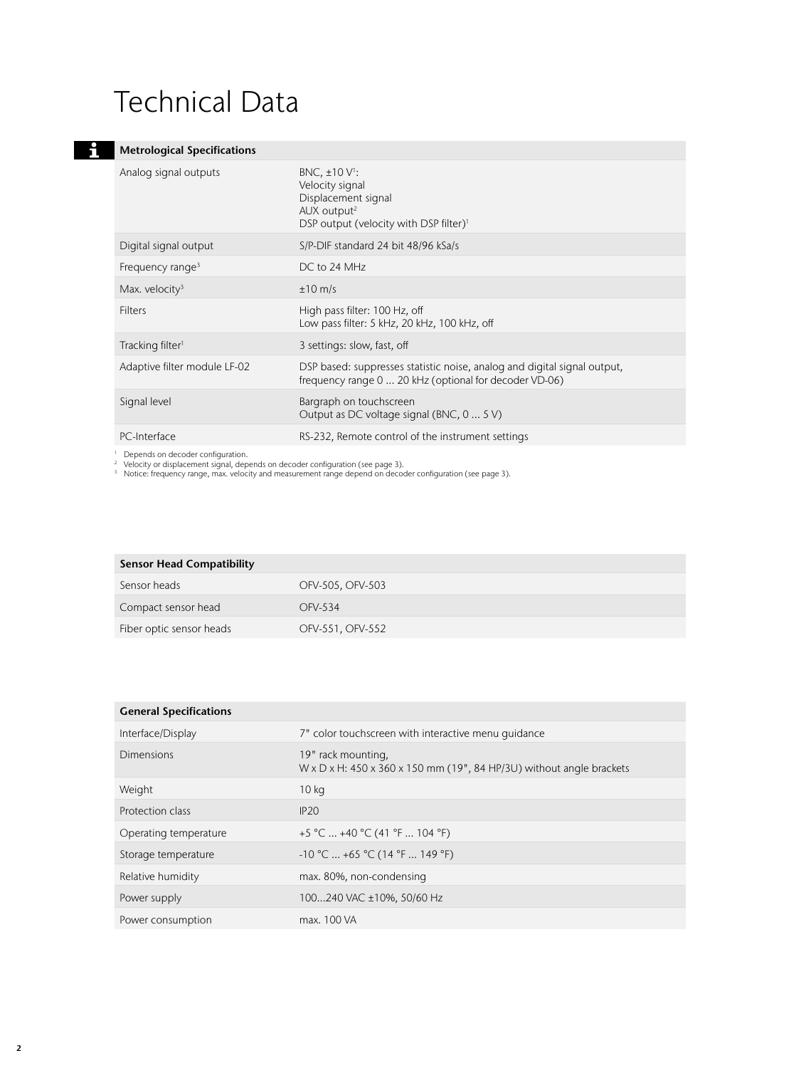# Technical Data

| Metrological Specifications | |
|---|---|
| Analog signal outputs | BNC, ±10 V[1]:<br>Velocity signal<br>Displacement signal<br>AUX output[2]<br>DSP output (velocity with DSP filter)[1] |
| Digital signal output | S/P-DIF standard 24 bit 48/96 kSa/s |
| Frequency range[3] | DC to 24 MHz |
| Max. velocity[3] | ±10 m/s |
| Filters | High pass filter: 100 Hz, off<br>Low pass filter: 5 kHz, 20 kHz, 100 kHz, off |
| Tracking filter[1] | 3 settings: slow, fast, off |
| Adaptive filter module LF-02 | DSP based: suppresses statistic noise, analog and digital signal output, frequency range 0 ... 20 kHz (optional for decoder VD-06) |
| Signal level | Bargraph on touchscreen<br>Output as DC voltage signal (BNC, 0 ... 5 V) |
| PC-Interface | RS-232, Remote control of the instrument settings |

[1] Depends on decoder configuration.
[2] Velocity or displacement signal, depends on decoder configuration (see page 3).
[3] Notice: frequency range, max. velocity and measurement range depend on decoder configuration (see page 3).

| Sensor Head Compatibility | |
|---|---|
| Sensor heads | OFV-505, OFV-503 |
| Compact sensor head | OFV-534 |
| Fiber optic sensor heads | OFV-551, OFV-552 |

| General Specifications | |
|---|---|
| Interface/Display | 7" color touchscreen with interactive menu guidance |
| Dimensions | 19" rack mounting,<br>W x D x H: 450 x 360 x 150 mm (19", 84 HP/3U) without angle brackets |
| Weight | 10 kg |
| Protection class | IP20 |
| Operating temperature | +5 °C ... +40 °C (41 °F ... 104 °F) |
| Storage temperature | -10 °C ... +65 °C (14 °F ... 149 °F) |
| Relative humidity | max. 80%, non-condensing |
| Power supply | 100...240 VAC ±10%, 50/60 Hz |
| Power consumption | max. 100 VA |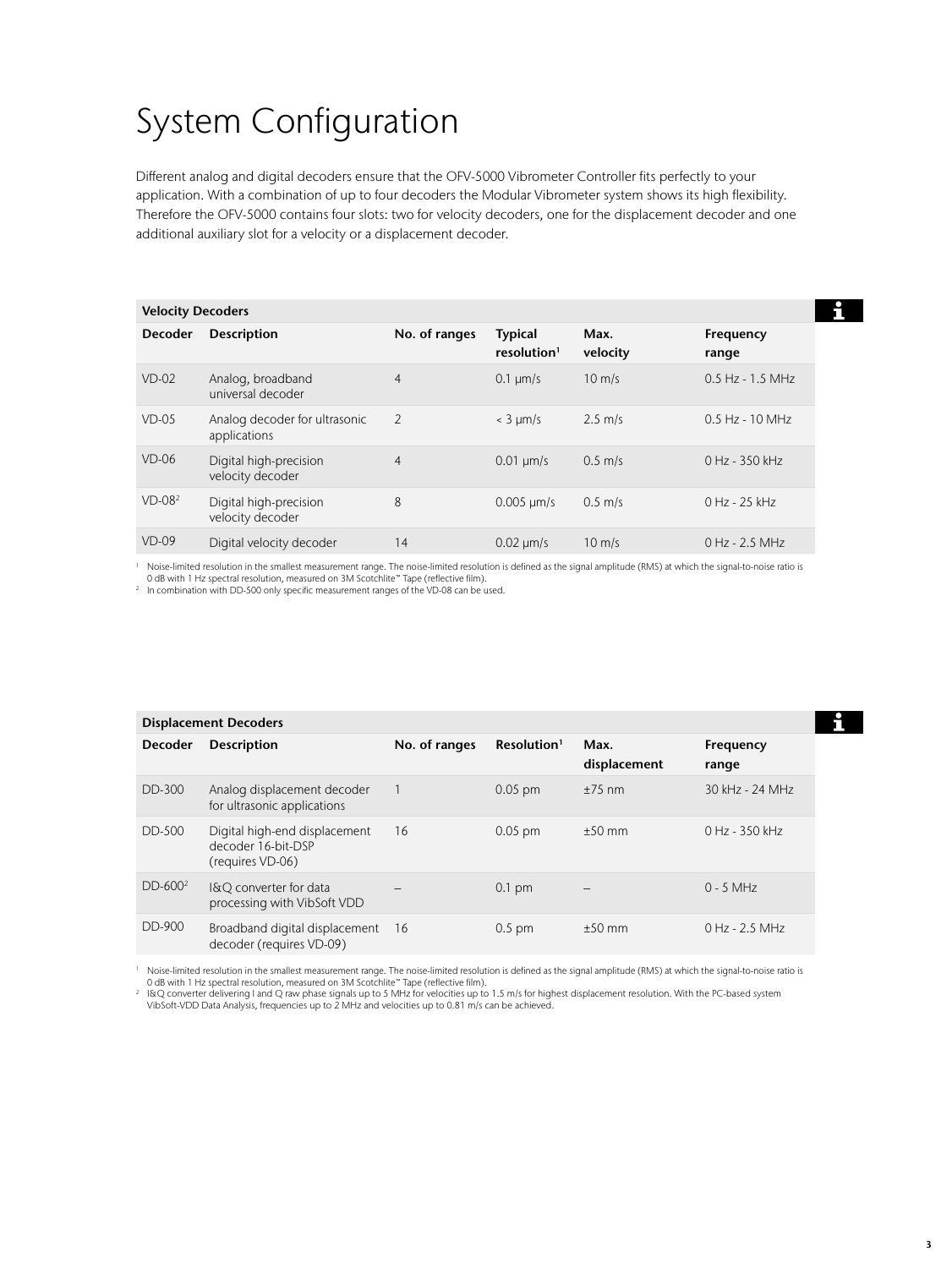# System Configuration

Different analog and digital decoders ensure that the OFV-5000 Vibrometer Controller fits perfectly to your application. With a combination of up to four decoders the Modular Vibrometer system shows its high flexibility. Therefore the OFV-5000 contains four slots: two for velocity decoders, one for the displacement decoder and one additional auxiliary slot for a velocity or a displacement decoder.

| Velocity Decoders | | | | | |
|---|---|---|---|---|---|
| **Decoder** | **Description** | **No. of ranges** | **Typical resolution[1]** | **Max. velocity** | **Frequency range** |
| VD-02 | Analog, broadband universal decoder | 4 | 0.1 µm/s | 10 m/s | 0.5 Hz - 1.5 MHz |
| VD-05 | Analog decoder for ultrasonic applications | 2 | < 3 µm/s | 2.5 m/s | 0.5 Hz - 10 MHz |
| VD-06 | Digital high-precision velocity decoder | 4 | 0.01 µm/s | 0.5 m/s | 0 Hz - 350 kHz |
| VD-08[2] | Digital high-precision velocity decoder | 8 | 0.005 µm/s | 0.5 m/s | 0 Hz - 25 kHz |
| VD-09 | Digital velocity decoder | 14 | 0.02 µm/s | 10 m/s | 0 Hz - 2.5 MHz |

[1] Noise-limited resolution in the smallest measurement range. The noise-limited resolution is defined as the signal amplitude (RMS) at which the signal-to-noise ratio is 0 dB with 1 Hz spectral resolution, measured on 3M Scotchlite™ Tape (reflective film).
[2] In combination with DD-500 only specific measurement ranges of the VD-08 can be used.

| Displacement Decoders | | | | | |
|---|---|---|---|---|---|
| **Decoder** | **Description** | **No. of ranges** | **Resolution[1]** | **Max. displacement** | **Frequency range** |
| DD-300 | Analog displacement decoder for ultrasonic applications | 1 | 0.05 pm | ±75 nm | 30 kHz - 24 MHz |
| DD-500 | Digital high-end displacement decoder 16-bit-DSP (requires VD-06) | 16 | 0.05 pm | ±50 mm | 0 Hz - 350 kHz |
| DD-600[2] | I&Q converter for data processing with VibSoft VDD | – | 0.1 pm | – | 0 - 5 MHz |
| DD-900 | Broadband digital displacement decoder (requires VD-09) | 16 | 0.5 pm | ±50 mm | 0 Hz - 2.5 MHz |

[1] Noise-limited resolution in the smallest measurement range. The noise-limited resolution is defined as the signal amplitude (RMS) at which the signal-to-noise ratio is 0 dB with 1 Hz spectral resolution, measured on 3M Scotchlite™ Tape (reflective film).
[2] I&Q converter delivering I and Q raw phase signals up to 5 MHz for velocities up to 1.5 m/s for highest displacement resolution. With the PC-based system VibSoft-VDD Data Analysis, frequencies up to 2 MHz and velocities up to 0.81 m/s can be achieved.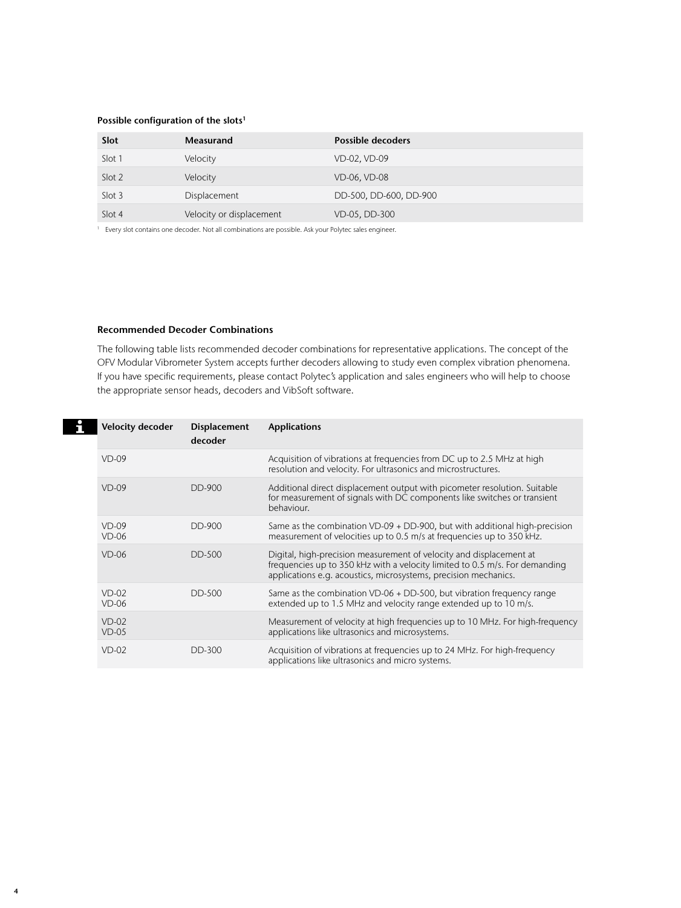**Possible configuration of the slots**[1]

| Slot | Measurand | Possible decoders |
|---|---|---|
| Slot 1 | Velocity | VD-02, VD-09 |
| Slot 2 | Velocity | VD-06, VD-08 |
| Slot 3 | Displacement | DD-500, DD-600, DD-900 |
| Slot 4 | Velocity or displacement | VD-05, DD-300 |

[1] Every slot contains one decoder. Not all combinations are possible. Ask your Polytec sales engineer.

## Recommended Decoder Combinations

The following table lists recommended decoder combinations for representative applications. The concept of the OFV Modular Vibrometer System accepts further decoders allowing to study even complex vibration phenomena. If you have specific requirements, please contact Polytec's application and sales engineers who will help to choose the appropriate sensor heads, decoders and VibSoft software.

| Velocity decoder | Displacement decoder | Applications |
|---|---|---|
| VD-09 | | Acquisition of vibrations at frequencies from DC up to 2.5 MHz at high resolution and velocity. For ultrasonics and microstructures. |
| VD-09 | DD-900 | Additional direct displacement output with picometer resolution. Suitable for measurement of signals with DC components like switches or transient behaviour. |
| VD-09<br>VD-06 | DD-900 | Same as the combination VD-09 + DD-900, but with additional high-precision measurement of velocities up to 0.5 m/s at frequencies up to 350 kHz. |
| VD-06 | DD-500 | Digital, high-precision measurement of velocity and displacement at frequencies up to 350 kHz with a velocity limited to 0.5 m/s. For demanding applications e.g. acoustics, microsystems, precision mechanics. |
| VD-02<br>VD-06 | DD-500 | Same as the combination VD-06 + DD-500, but vibration frequency range extended up to 1.5 MHz and velocity range extended up to 10 m/s. |
| VD-02<br>VD-05 | | Measurement of velocity at high frequencies up to 10 MHz. For high-frequency applications like ultrasonics and microsystems. |
| VD-02 | DD-300 | Acquisition of vibrations at frequencies up to 24 MHz. For high-frequency applications like ultrasonics and micro systems. |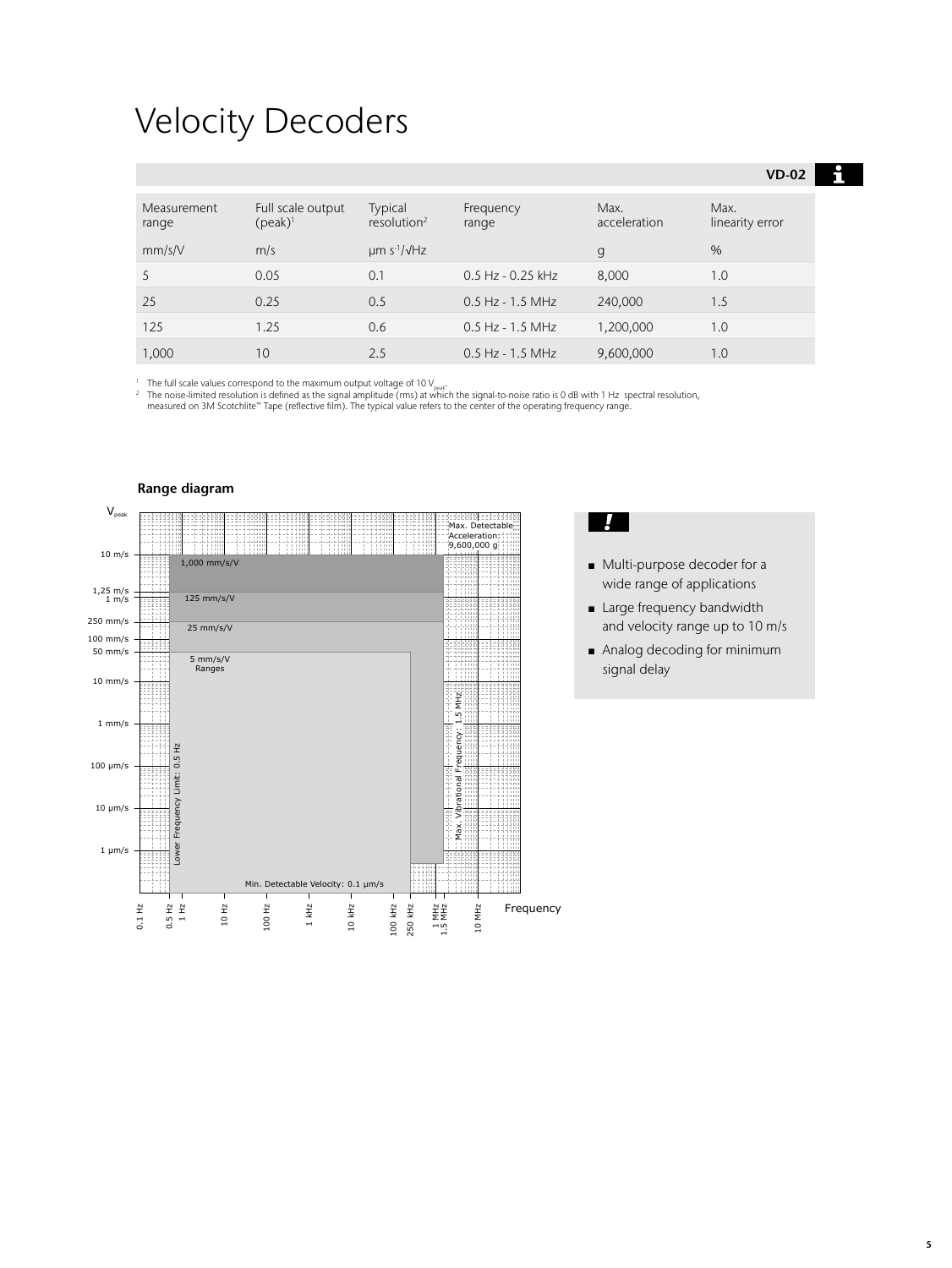# Velocity Decoders

**VD-02**

| Measurement range | Full scale output (peak)[1] | Typical resolution[2] | Frequency range | Max. acceleration | Max. linearity error |
|---|---|---|---|---|---|
| mm/s/V | m/s | µm $s^{-1}/\sqrt{Hz}$ | | g | % |
| 5 | 0.05 | 0.1 | 0.5 Hz - 0.25 kHz | 8,000 | 1.0 |
| 25 | 0.25 | 0.5 | 0.5 Hz - 1.5 MHz | 240,000 | 1.5 |
| 125 | 1.25 | 0.6 | 0.5 Hz - 1.5 MHz | 1,200,000 | 1.0 |
| 1,000 | 10 | 2.5 | 0.5 Hz - 1.5 MHz | 9,600,000 | 1.0 |

[1] The full scale values correspond to the maximum output voltage of 10 $V_{peak}$.
[2] The noise-limited resolution is defined as the signal amplitude (rms) at which the signal-to-noise ratio is 0 dB with 1 Hz spectral resolution, measured on 3M Scotchlite™ Tape (reflective film). The typical value refers to the center of the operating frequency range.

**Range diagram**

$V_{peak}$

Max. Detectable Acceleration: 9,600,000 g

10 m/s, 1,25 m/s, 1 m/s, 250 mm/s, 100 mm/s, 50 mm/s, 10 mm/s, 1 mm/s, 100 µm/s, 10 µm/s, 1 µm/s

1,000 mm/s/V
125 mm/s/V
25 mm/s/V
5 mm/s/V Ranges

Lower Frequency Limit: 0.5 Hz
Max. Vibrational Frequency: 1.5 MHz
Min. Detectable Velocity: 0.1 µm/s

0.1 Hz, 0.5 Hz, 1 Hz, 10 Hz, 100 Hz, 1 kHz, 10 kHz, 100 kHz, 250 kHz, 1 MHz, 1.5 MHz, 10 MHz — Frequency

**!**

- Multi-purpose decoder for a wide range of applications
- Large frequency bandwidth and velocity range up to 10 m/s
- Analog decoding for minimum signal delay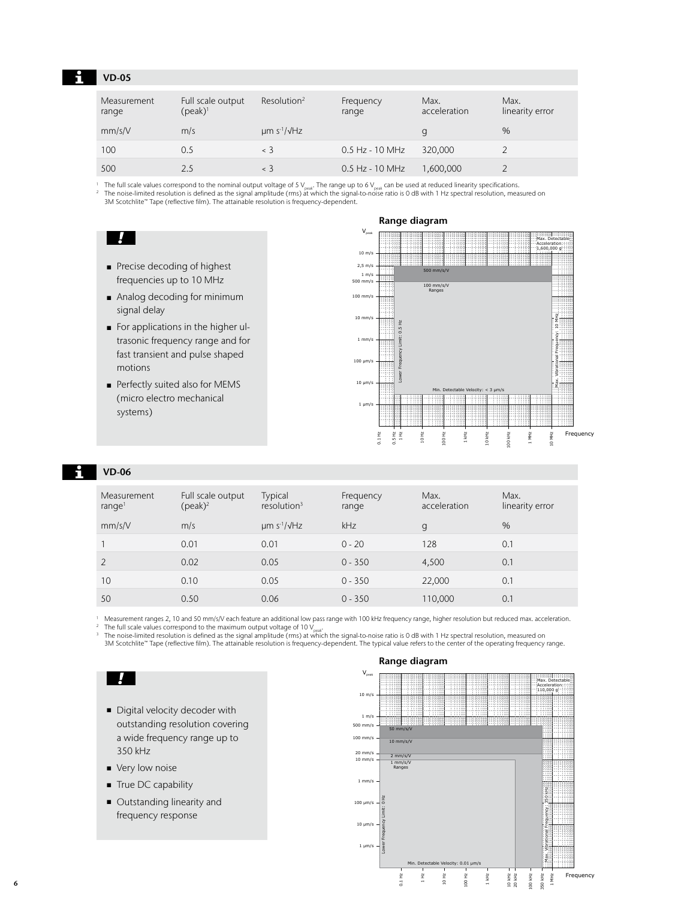## VD-05

| Measurement range | Full scale output (peak)[1] | Resolution[2] | Frequency range | Max. acceleration | Max. linearity error |
|---|---|---|---|---|---|
| mm/s/V | m/s | µm s$^{-1}$/√Hz | | g | % |
| 100 | 0.5 | < 3 | 0.5 Hz - 10 MHz | 320,000 | 2 |
| 500 | 2.5 | < 3 | 0.5 Hz - 10 MHz | 1,600,000 | 2 |

[1] The full scale values correspond to the nominal output voltage of 5 $V_{peak}$. The range up to 6 $V_{peak}$ can be used at reduced linearity specifications.
[2] The noise-limited resolution is defined as the signal amplitude (rms) at which the signal-to-noise ratio is 0 dB with 1 Hz spectral resolution, measured on 3M Scotchlite™ Tape (reflective film). The attainable resolution is frequency-dependent.

**!**

- Precise decoding of highest frequencies up to 10 MHz
- Analog decoding for minimum signal delay
- For applications in the higher ultrasonic frequency range and for fast transient and pulse shaped motions
- Perfectly suited also for MEMS (micro electro mechanical systems)

### Range diagram

## VD-06

| Measurement range[1] | Full scale output (peak)[2] | Typical resolution[3] | Frequency range | Max. acceleration | Max. linearity error |
|---|---|---|---|---|---|
| mm/s/V | m/s | µm s$^{-1}$/√Hz | kHz | g | % |
| 1 | 0.01 | 0.01 | 0 - 20 | 128 | 0.1 |
| 2 | 0.02 | 0.05 | 0 - 350 | 4,500 | 0.1 |
| 10 | 0.10 | 0.05 | 0 - 350 | 22,000 | 0.1 |
| 50 | 0.50 | 0.06 | 0 - 350 | 110,000 | 0.1 |

[1] Measurement ranges 2, 10 and 50 mm/s/V each feature an additional low pass range with 100 kHz frequency range, higher resolution but reduced max. acceleration.
[2] The full scale values correspond to the maximum output voltage of 10 $V_{peak}$.
[3] The noise-limited resolution is defined as the signal amplitude (rms) at which the signal-to-noise ratio is 0 dB with 1 Hz spectral resolution, measured on 3M Scotchlite™ Tape (reflective film). The attainable resolution is frequency-dependent. The typical value refers to the center of the operating frequency range.

**!**

- Digital velocity decoder with outstanding resolution covering a wide frequency range up to 350 kHz
- Very low noise
- True DC capability
- Outstanding linearity and frequency response

### Range diagram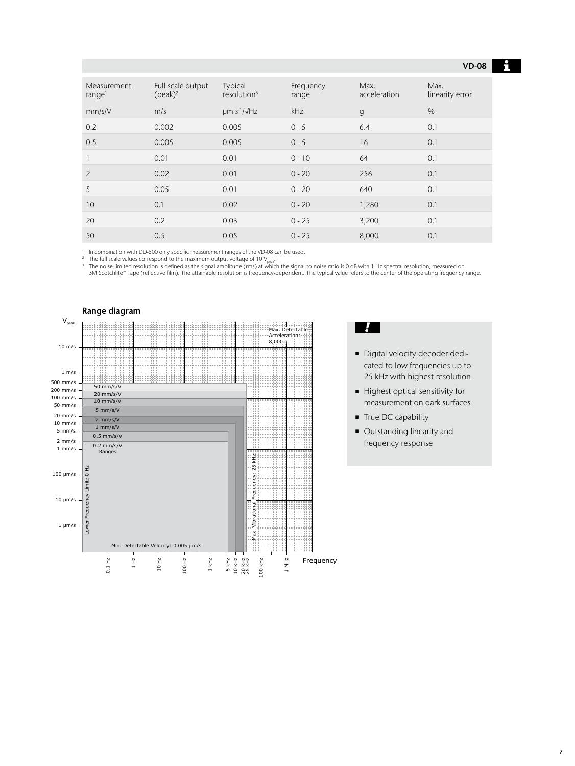## VD-08

| Measurement range[1] | Full scale output (peak)[2] | Typical resolution[3] | Frequency range | Max. acceleration | Max. linearity error |
|---|---|---|---|---|---|
| mm/s/V | m/s | µm s$^{-1}$/√Hz | kHz | g | % |
| 0.2 | 0.002 | 0.005 | 0 - 5 | 6.4 | 0.1 |
| 0.5 | 0.005 | 0.005 | 0 - 5 | 16 | 0.1 |
| 1 | 0.01 | 0.01 | 0 - 10 | 64 | 0.1 |
| 2 | 0.02 | 0.01 | 0 - 20 | 256 | 0.1 |
| 5 | 0.05 | 0.01 | 0 - 20 | 640 | 0.1 |
| 10 | 0.1 | 0.02 | 0 - 20 | 1,280 | 0.1 |
| 20 | 0.2 | 0.03 | 0 - 25 | 3,200 | 0.1 |
| 50 | 0.5 | 0.05 | 0 - 25 | 8,000 | 0.1 |

[1] In combination with DD-500 only specific measurement ranges of the VD-08 can be used.
[2] The full scale values correspond to the maximum output voltage of 10 $V_{peak}$.
[3] The noise-limited resolution is defined as the signal amplitude (rms) at which the signal-to-noise ratio is 0 dB with 1 Hz spectral resolution, measured on 3M Scotchlite™ Tape (reflective film). The attainable resolution is frequency-dependent. The typical value refers to the center of the operating frequency range.

### Range diagram

$V_{peak}$

10 m/s, 1 m/s, 500 mm/s, 200 mm/s, 100 mm/s, 50 mm/s, 20 mm/s, 10 mm/s, 5 mm/s, 2 mm/s, 1 mm/s, 100 µm/s, 10 µm/s, 1 µm/s

Max. Detectable Acceleration: 8,000 g

50 mm/s/V
20 mm/s/V
10 mm/s/V
5 mm/s/V
2 mm/s/V
1 mm/s/V
0.5 mm/s/V
0.2 mm/s/V
Ranges

Lower Frequency Limit: 0 Hz

Max. Vibrational Frequency: 25 kHz

Min. Detectable Velocity: 0.005 µm/s

0.1 Hz, 1 Hz, 10 Hz, 100 Hz, 1 kHz, 5 kHz, 10 kHz, 20 kHz, 25 kHz, 100 kHz, 1 MHz — Frequency

**!**

- Digital velocity decoder dedicated to low frequencies up to 25 kHz with highest resolution
- Highest optical sensitivity for measurement on dark surfaces
- True DC capability
- Outstanding linearity and frequency response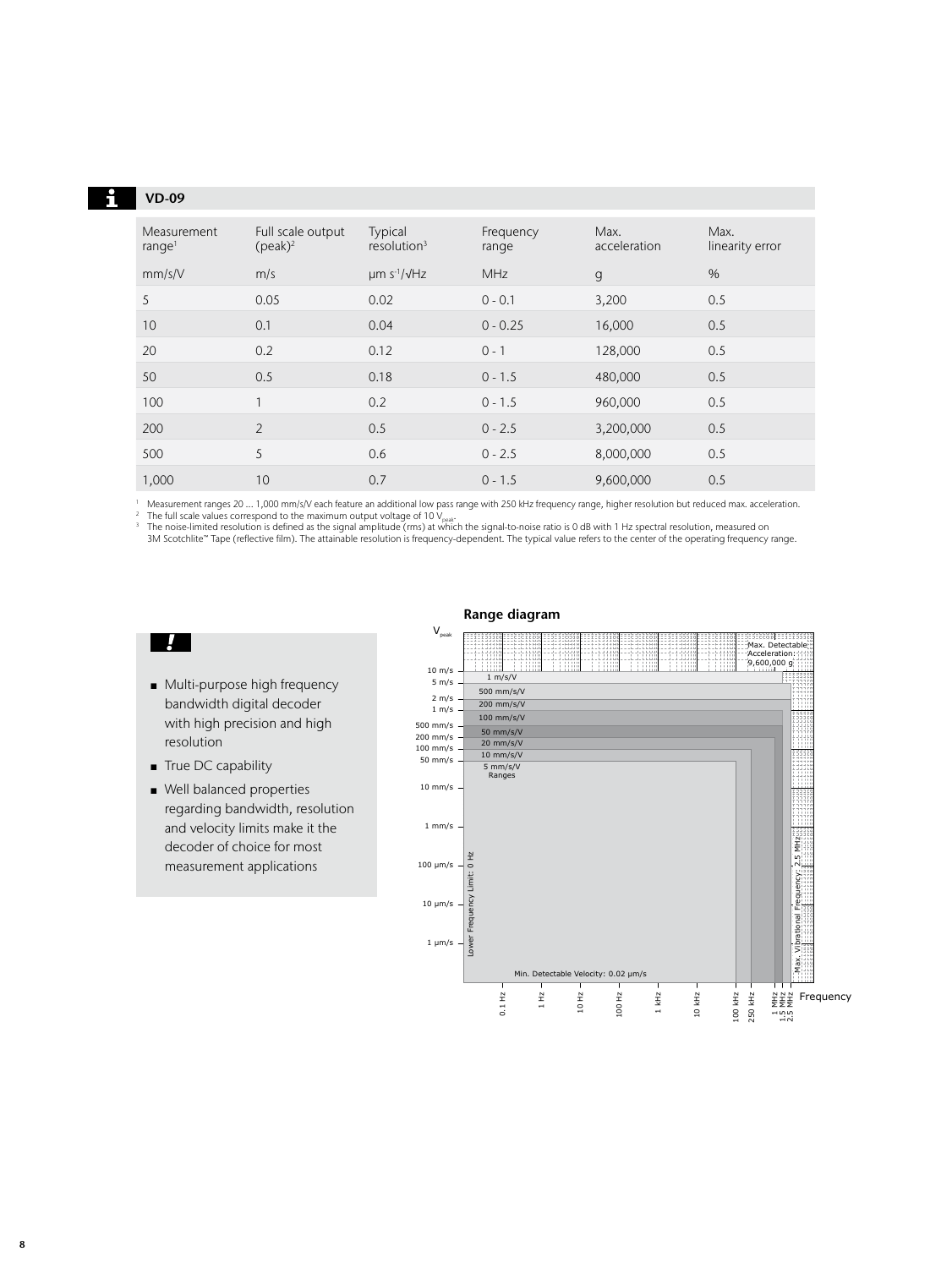## VD-09

| Measurement range[1] | Full scale output (peak)[2] | Typical resolution[3] | Frequency range | Max. acceleration | Max. linearity error |
|---|---|---|---|---|---|
| mm/s/V | m/s | $\mu m\ s^{-1}/\sqrt{Hz}$ | MHz | g | % |
| 5 | 0.05 | 0.02 | 0 - 0.1 | 3,200 | 0.5 |
| 10 | 0.1 | 0.04 | 0 - 0.25 | 16,000 | 0.5 |
| 20 | 0.2 | 0.12 | 0 - 1 | 128,000 | 0.5 |
| 50 | 0.5 | 0.18 | 0 - 1.5 | 480,000 | 0.5 |
| 100 | 1 | 0.2 | 0 - 1.5 | 960,000 | 0.5 |
| 200 | 2 | 0.5 | 0 - 2.5 | 3,200,000 | 0.5 |
| 500 | 5 | 0.6 | 0 - 2.5 | 8,000,000 | 0.5 |
| 1,000 | 10 | 0.7 | 0 - 1.5 | 9,600,000 | 0.5 |

[1] Measurement ranges 20 ... 1,000 mm/s/V each feature an additional low pass range with 250 kHz frequency range, higher resolution but reduced max. acceleration.
[2] The full scale values correspond to the maximum output voltage of 10 $V_{peak}$.
[3] The noise-limited resolution is defined as the signal amplitude (rms) at which the signal-to-noise ratio is 0 dB with 1 Hz spectral resolution, measured on 3M Scotchlite™ Tape (reflective film). The attainable resolution is frequency-dependent. The typical value refers to the center of the operating frequency range.

**!**

- Multi-purpose high frequency bandwidth digital decoder with high precision and high resolution
- True DC capability
- Well balanced properties regarding bandwidth, resolution and velocity limits make it the decoder of choice for most measurement applications

### Range diagram

$V_{peak}$: 10 m/s, 5 m/s, 2 m/s, 1 m/s, 500 mm/s, 200 mm/s, 100 mm/s, 50 mm/s, 10 mm/s, 1 mm/s, 100 µm/s, 10 µm/s, 1 µm/s

Ranges: 1 m/s/V, 500 mm/s/V, 200 mm/s/V, 100 mm/s/V, 50 mm/s/V, 20 mm/s/V, 10 mm/s/V, 5 mm/s/V

Max. Detectable Acceleration: 9,600,000 g

Lower Frequency Limit: 0 Hz

Max. Vibrational Frequency: 2.5 MHz

Min. Detectable Velocity: 0.02 µm/s

Frequency: 0.1 Hz, 1 Hz, 10 Hz, 100 Hz, 1 kHz, 10 kHz, 100 kHz, 250 kHz, 1 MHz, 1.5 MHz, 2.5 MHz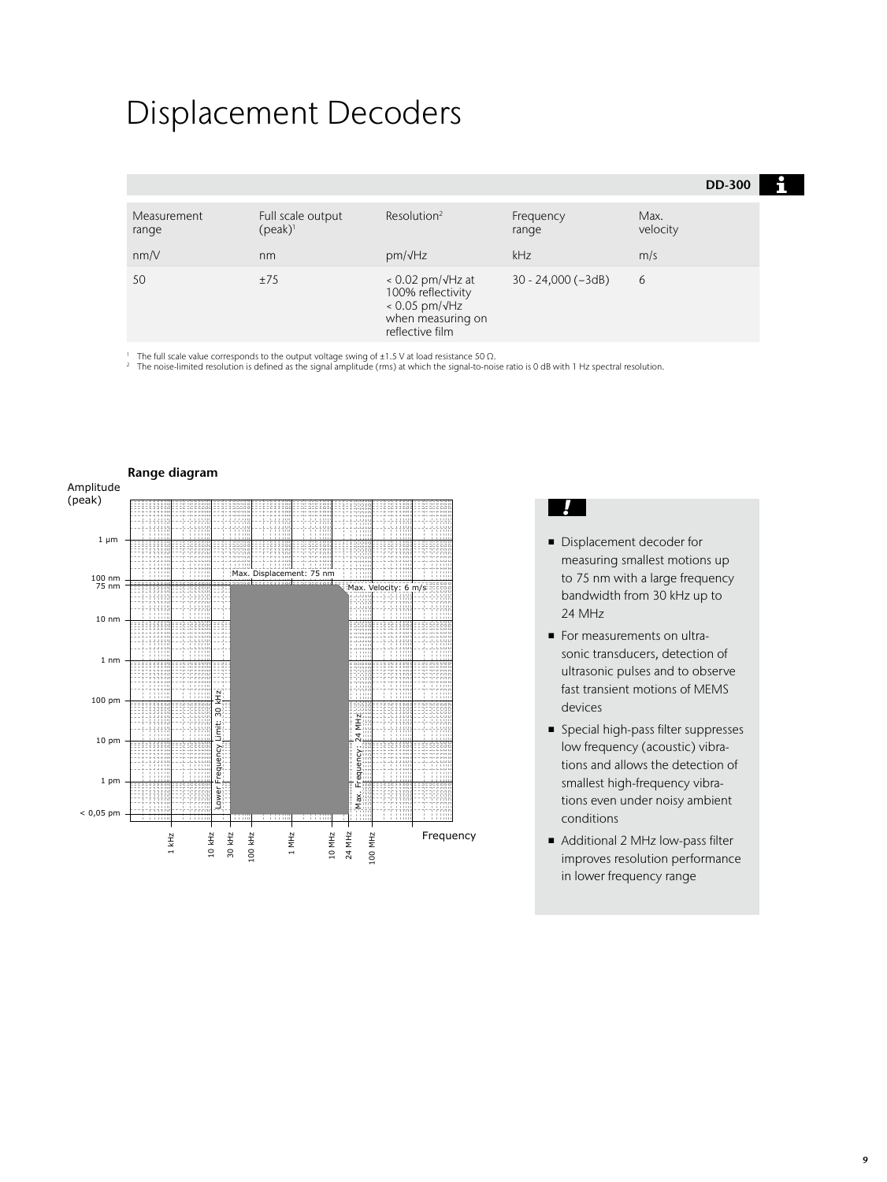# Displacement Decoders

**DD-300**

| Measurement range | Full scale output (peak)[1] | Resolution[2] | Frequency range | Max. velocity |
|---|---|---|---|---|
| nm/V | nm | pm/√Hz | kHz | m/s |
| 50 | ±75 | < 0.02 pm/√Hz at 100% reflectivity<br>< 0.05 pm/√Hz when measuring on reflective film | 30 - 24,000 (−3dB) | 6 |

[1] The full scale value corresponds to the output voltage swing of ±1.5 V at load resistance 50 Ω.
[2] The noise-limited resolution is defined as the signal amplitude (rms) at which the signal-to-noise ratio is 0 dB with 1 Hz spectral resolution.

**Range diagram**

Amplitude (peak)

1 µm
100 nm
75 nm
10 nm
1 nm
100 pm
10 pm
1 pm
< 0,05 pm

Max. Displacement: 75 nm
Max. Velocity: 6 m/s
Lower Frequency Limit: 30 kHz
Max. Frequency: 24 MHz

1 kHz | 10 kHz | 30 kHz | 100 kHz | 1 MHz | 10 MHz | 24 MHz | 100 MHz

Frequency

**!**

- Displacement decoder for measuring smallest motions up to 75 nm with a large frequency bandwidth from 30 kHz up to 24 MHz
- For measurements on ultrasonic transducers, detection of ultrasonic pulses and to observe fast transient motions of MEMS devices
- Special high-pass filter suppresses low frequency (acoustic) vibrations and allows the detection of smallest high-frequency vibrations even under noisy ambient conditions
- Additional 2 MHz low-pass filter improves resolution performance in lower frequency range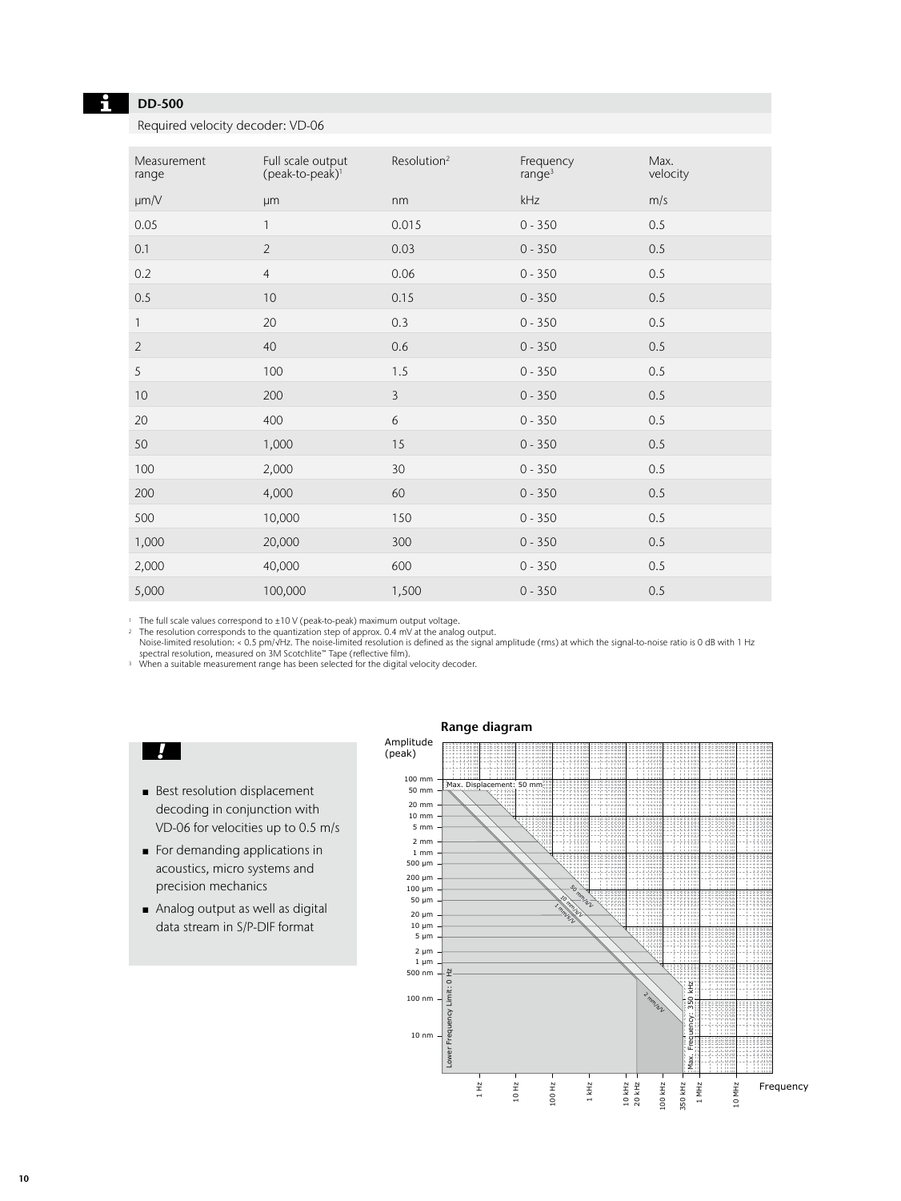## DD-500

Required velocity decoder: VD-06

| Measurement range | Full scale output (peak-to-peak)[1] | Resolution[2] | Frequency range[3] | Max. velocity |
|---|---|---|---|---|
| µm/V | µm | nm | kHz | m/s |
| 0.05 | 1 | 0.015 | 0 - 350 | 0.5 |
| 0.1 | 2 | 0.03 | 0 - 350 | 0.5 |
| 0.2 | 4 | 0.06 | 0 - 350 | 0.5 |
| 0.5 | 10 | 0.15 | 0 - 350 | 0.5 |
| 1 | 20 | 0.3 | 0 - 350 | 0.5 |
| 2 | 40 | 0.6 | 0 - 350 | 0.5 |
| 5 | 100 | 1.5 | 0 - 350 | 0.5 |
| 10 | 200 | 3 | 0 - 350 | 0.5 |
| 20 | 400 | 6 | 0 - 350 | 0.5 |
| 50 | 1,000 | 15 | 0 - 350 | 0.5 |
| 100 | 2,000 | 30 | 0 - 350 | 0.5 |
| 200 | 4,000 | 60 | 0 - 350 | 0.5 |
| 500 | 10,000 | 150 | 0 - 350 | 0.5 |
| 1,000 | 20,000 | 300 | 0 - 350 | 0.5 |
| 2,000 | 40,000 | 600 | 0 - 350 | 0.5 |
| 5,000 | 100,000 | 1,500 | 0 - 350 | 0.5 |

[1] The full scale values correspond to ±10 V (peak-to-peak) maximum output voltage.
[2] The resolution corresponds to the quantization step of approx. 0.4 mV at the analog output.
Noise-limited resolution: < 0.5 pm/√Hz. The noise-limited resolution is defined as the signal amplitude (rms) at which the signal-to-noise ratio is 0 dB with 1 Hz spectral resolution, measured on 3M Scotchlite™ Tape (reflective film).
[3] When a suitable measurement range has been selected for the digital velocity decoder.

**!**

- Best resolution displacement decoding in conjunction with VD-06 for velocities up to 0.5 m/s
- For demanding applications in acoustics, micro systems and precision mechanics
- Analog output as well as digital data stream in S/P-DIF format

**Range diagram**

Amplitude (peak): 100 mm, 50 mm, 20 mm, 10 mm, 5 mm, 2 mm, 1 mm, 500 µm, 200 µm, 100 µm, 50 µm, 20 µm, 10 µm, 5 µm, 2 µm, 1 µm, 500 nm, 100 nm, 10 nm

Max. Displacement: 50 mm; 50 mm/s/V; 10 mm/s/V; 1 mm/s/V; 2 mm/s/V; Lower Frequency Limit: 0 Hz; Max. Frequency: 350 kHz

Frequency: 1 Hz, 10 Hz, 100 Hz, 1 kHz, 10 kHz, 20 kHz, 100 kHz, 350 kHz, 1 MHz, 10 MHz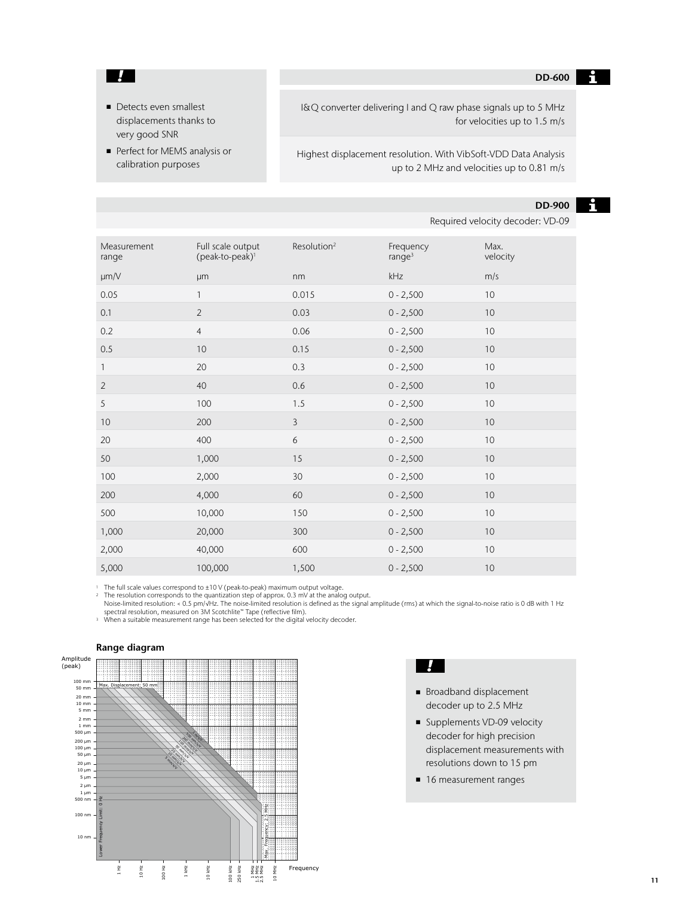- Detects even smallest displacements thanks to very good SNR
- Perfect for MEMS analysis or calibration purposes

## DD-600

I&Q converter delivering I and Q raw phase signals up to 5 MHz for velocities up to 1.5 m/s

Highest displacement resolution. With VibSoft-VDD Data Analysis up to 2 MHz and velocities up to 0.81 m/s

## DD-900

Required velocity decoder: VD-09

| Measurement range | Full scale output (peak-to-peak)[1] | Resolution[2] | Frequency range[3] | Max. velocity |
|---|---|---|---|---|
| µm/V | µm | nm | kHz | m/s |
| 0.05 | 1 | 0.015 | 0 - 2,500 | 10 |
| 0.1 | 2 | 0.03 | 0 - 2,500 | 10 |
| 0.2 | 4 | 0.06 | 0 - 2,500 | 10 |
| 0.5 | 10 | 0.15 | 0 - 2,500 | 10 |
| 1 | 20 | 0.3 | 0 - 2,500 | 10 |
| 2 | 40 | 0.6 | 0 - 2,500 | 10 |
| 5 | 100 | 1.5 | 0 - 2,500 | 10 |
| 10 | 200 | 3 | 0 - 2,500 | 10 |
| 20 | 400 | 6 | 0 - 2,500 | 10 |
| 50 | 1,000 | 15 | 0 - 2,500 | 10 |
| 100 | 2,000 | 30 | 0 - 2,500 | 10 |
| 200 | 4,000 | 60 | 0 - 2,500 | 10 |
| 500 | 10,000 | 150 | 0 - 2,500 | 10 |
| 1,000 | 20,000 | 300 | 0 - 2,500 | 10 |
| 2,000 | 40,000 | 600 | 0 - 2,500 | 10 |
| 5,000 | 100,000 | 1,500 | 0 - 2,500 | 10 |

[1] The full scale values correspond to ±10 V (peak-to-peak) maximum output voltage.
[2] The resolution corresponds to the quantization step of approx. 0.3 mV at the analog output.
Noise-limited resolution: < 0.5 pm/√Hz. The noise-limited resolution is defined as the signal amplitude (rms) at which the signal-to-noise ratio is 0 dB with 1 Hz spectral resolution, measured on 3M Scotchlite™ Tape (reflective film).
[3] When a suitable measurement range has been selected for the digital velocity decoder.

### Range diagram

- Broadband displacement decoder up to 2.5 MHz
- Supplements VD-09 velocity decoder for high precision displacement measurements with resolutions down to 15 pm
- 16 measurement ranges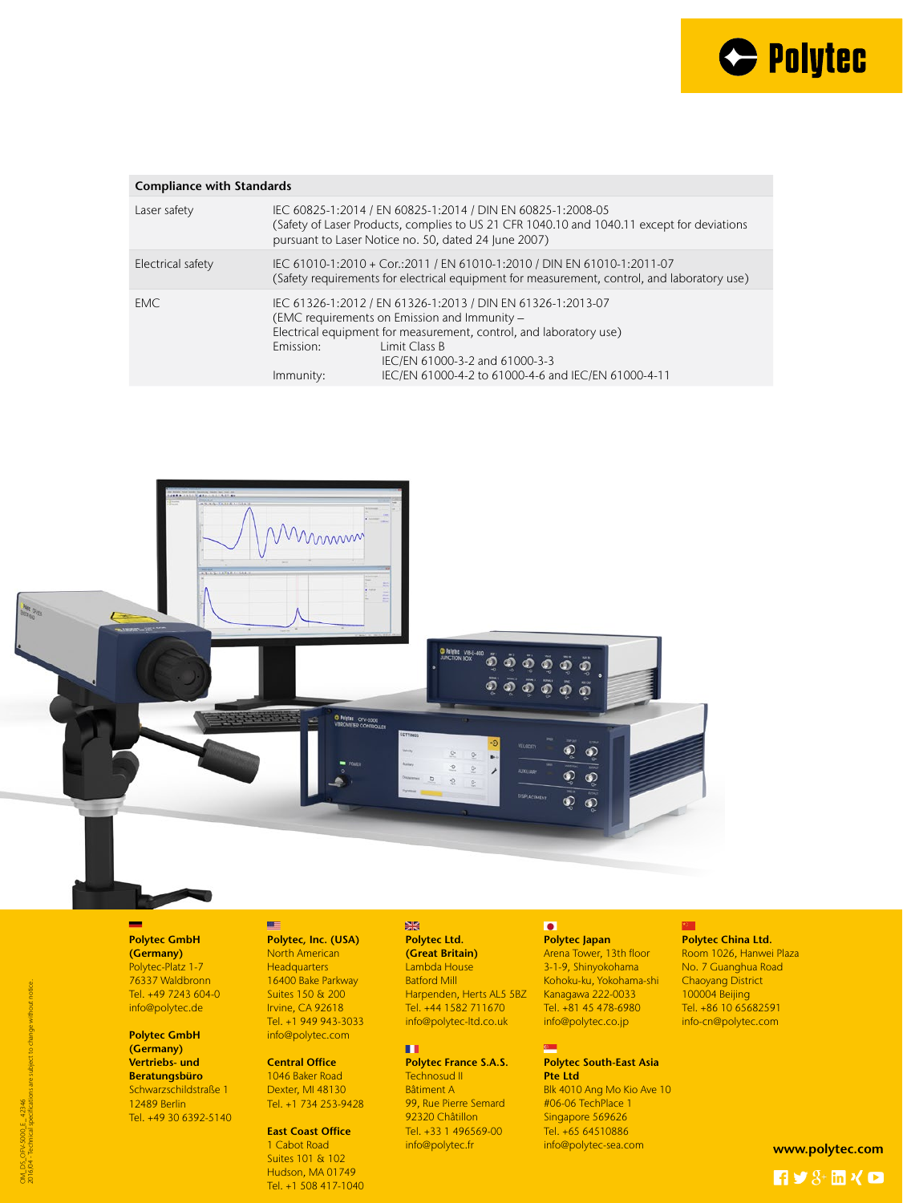Polytec

| Compliance with Standards | |
|---|---|
| Laser safety | IEC 60825-1:2014 / EN 60825-1:2014 / DIN EN 60825-1:2008-05 (Safety of Laser Products, complies to US 21 CFR 1040.10 and 1040.11 except for deviations pursuant to Laser Notice no. 50, dated 24 June 2007) |
| Electrical safety | IEC 61010-1:2010 + Cor.:2011 / EN 61010-1:2010 / DIN EN 61010-1:2011-07 (Safety requirements for electrical equipment for measurement, control, and laboratory use) |
| EMC | IEC 61326-1:2012 / EN 61326-1:2013 / DIN EN 61326-1:2013-07 (EMC requirements on Emission and Immunity – Electrical equipment for measurement, control, and laboratory use) Emission: Limit Class B IEC/EN 61000-3-2 and 61000-3-3 Immunity: IEC/EN 61000-4-2 to 61000-4-6 and IEC/EN 61000-4-11 |

**Polytec GmbH (Germany)**
Polytec-Platz 1-7
76337 Waldbronn
Tel. +49 7243 604-0
info@polytec.de

**Polytec GmbH (Germany) Vertriebs- und Beratungsbüro**
Schwarzschildstraße 1
12489 Berlin
Tel. +49 30 6392-5140

**Polytec, Inc. (USA)**
North American Headquarters
16400 Bake Parkway
Suites 150 & 200
Irvine, CA 92618
Tel. +1 949 943-3033
info@polytec.com

**Central Office**
1046 Baker Road
Dexter, MI 48130
Tel. +1 734 253-9428

**East Coast Office**
1 Cabot Road
Suites 101 & 102
Hudson, MA 01749
Tel. +1 508 417-1040

**Polytec Ltd. (Great Britain)**
Lambda House
Batford Mill
Harpenden, Herts AL5 5BZ
Tel. +44 1582 711670
info@polytec-ltd.co.uk

**Polytec France S.A.S.**
Technosud II
Bâtiment A
99, Rue Pierre Semard
92320 Châtillon
Tel. +33 1 496569-00
info@polytec.fr

**Polytec Japan**
Arena Tower, 13th floor
3-1-9, Shinyokohama
Kohoku-ku, Yokohama-shi
Kanagawa 222-0033
Tel. +81 45 478-6980
info@polytec.co.jp

**Polytec South-East Asia Pte Ltd**
Blk 4010 Ang Mo Kio Ave 10
#06-06 TechPlace 1
Singapore 569626
Tel. +65 64510886
info@polytec-sea.com

**Polytec China Ltd.**
Room 1026, Hanwei Plaza
No. 7 Guanghua Road
Chaoyang District
100004 Beijing
Tel. +86 10 65682591
info-cn@polytec.com

**www.polytec.com**

OM_DS_OFV-5000_E_42346
2016/04 - Technical specifications are subject to change without notice.